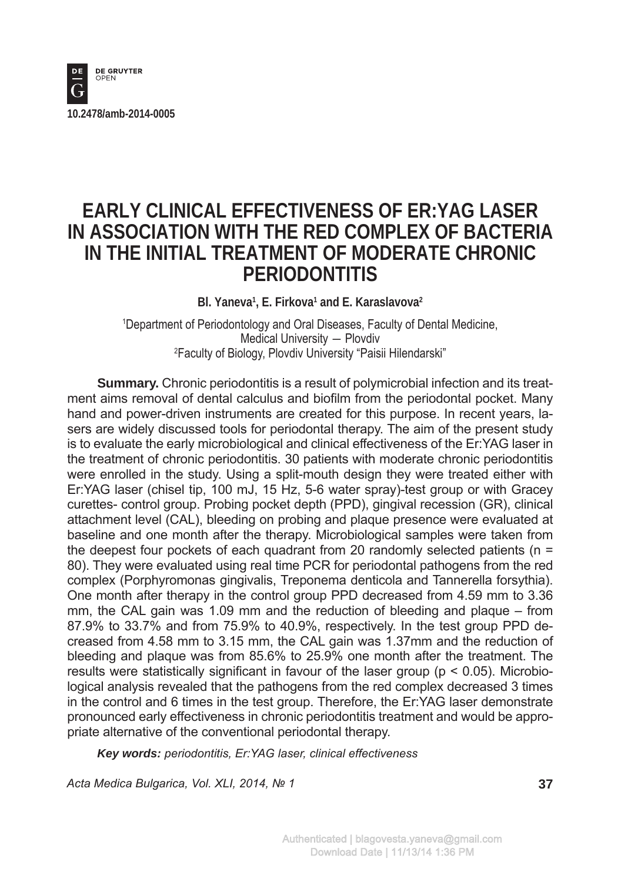10.2478/amb-2014-0005

# EARLY CLINICAL EFFECTIVENESS OF ER:YAG LASER IN ASSOCIATION WITH THE RED COMPLEX OF BACTERIA IN THE INITIAL TREATMENT OF MODERATE CHRONIC PERIODONTITIS

**Bl. Yaneva[1], E. Firkova[1] and E. Karaslavova[2]**

[1]Department of Periodontology and Oral Diseases, Faculty of Dental Medicine, Medical University — Plovdiv
[2]Faculty of Biology, Plovdiv University "Paisii Hilendarski"

**Summary.** Chronic periodontitis is a result of polymicrobial infection and its treatment aims removal of dental calculus and biofilm from the periodontal pocket. Many hand and power-driven instruments are created for this purpose. In recent years, lasers are widely discussed tools for periodontal therapy. The aim of the present study is to evaluate the early microbiological and clinical effectiveness of the Er:YAG laser in the treatment of chronic periodontitis. 30 patients with moderate chronic periodontitis were enrolled in the study. Using a split-mouth design they were treated either with Er:YAG laser (chisel tip, 100 mJ, 15 Hz, 5-6 water spray)-test group or with Gracey curettes- control group. Probing pocket depth (PPD), gingival recession (GR), clinical attachment level (CAL), bleeding on probing and plaque presence were evaluated at baseline and one month after the therapy. Microbiological samples were taken from the deepest four pockets of each quadrant from 20 randomly selected patients ($n = 80$). They were evaluated using real time PCR for periodontal pathogens from the red complex (Porphyromonas gingivalis, Treponema denticola and Tannerella forsythia). One month after therapy in the control group PPD decreased from 4.59 mm to 3.36 mm, the CAL gain was 1.09 mm and the reduction of bleeding and plaque – from 87.9% to 33.7% and from 75.9% to 40.9%, respectively. In the test group PPD decreased from 4.58 mm to 3.15 mm, the CAL gain was 1.37mm and the reduction of bleeding and plaque was from 85.6% to 25.9% one month after the treatment. The results were statistically significant in favour of the laser group ($p < 0.05$). Microbiological analysis revealed that the pathogens from the red complex decreased 3 times in the control and 6 times in the test group. Therefore, the Er:YAG laser demonstrate pronounced early effectiveness in chronic periodontitis treatment and would be appropriate alternative of the conventional periodontal therapy.

***Key words:*** *periodontitis, Er:YAG laser, clinical effectiveness*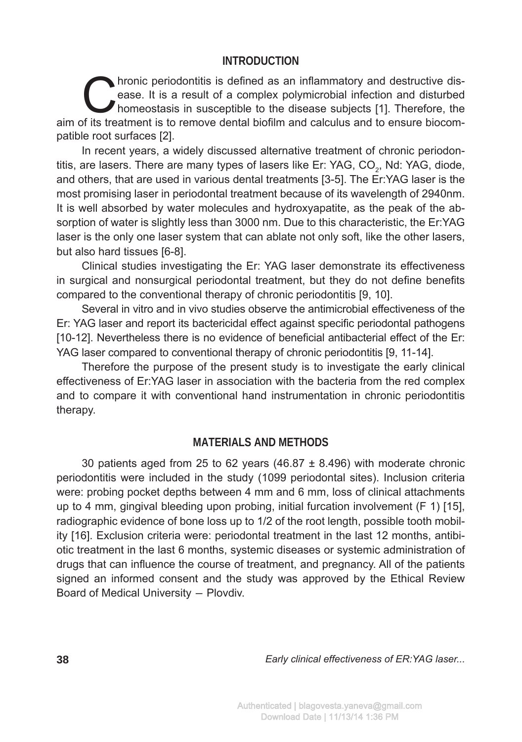## INTRODUCTION

Chronic periodontitis is defined as an inflammatory and destructive disease. It is a result of a complex polymicrobial infection and disturbed homeostasis in susceptible to the disease subjects [1]. Therefore, the aim of its treatment is to remove dental biofilm and calculus and to ensure biocompatible root surfaces [2].

In recent years, a widely discussed alternative treatment of chronic periodontitis, are lasers. There are many types of lasers like Er: YAG, $CO_2$, Nd: YAG, diode, and others, that are used in various dental treatments [3-5]. The Er:YAG laser is the most promising laser in periodontal treatment because of its wavelength of 2940nm. It is well absorbed by water molecules and hydroxyapatite, as the peak of the absorption of water is slightly less than 3000 nm. Due to this characteristic, the Er:YAG laser is the only one laser system that can ablate not only soft, like the other lasers, but also hard tissues [6-8].

Clinical studies investigating the Er: YAG laser demonstrate its effectiveness in surgical and nonsurgical periodontal treatment, but they do not define benefits compared to the conventional therapy of chronic periodontitis [9, 10].

Several in vitro and in vivo studies observe the antimicrobial effectiveness of the Er: YAG laser and report its bactericidal effect against specific periodontal pathogens [10-12]. Nevertheless there is no evidence of beneficial antibacterial effect of the Er: YAG laser compared to conventional therapy of chronic periodontitis [9, 11-14].

Therefore the purpose of the present study is to investigate the early clinical effectiveness of Er:YAG laser in association with the bacteria from the red complex and to compare it with conventional hand instrumentation in chronic periodontitis therapy.

## MATERIALS AND METHODS

30 patients aged from 25 to 62 years (46.87 ± 8.496) with moderate chronic periodontitis were included in the study (1099 periodontal sites). Inclusion criteria were: probing pocket depths between 4 mm and 6 mm, loss of clinical attachments up to 4 mm, gingival bleeding upon probing, initial furcation involvement (F 1) [15], radiographic evidence of bone loss up to 1/2 of the root length, possible tooth mobility [16]. Exclusion criteria were: periodontal treatment in the last 12 months, antibiotic treatment in the last 6 months, systemic diseases or systemic administration of drugs that can influence the course of treatment, and pregnancy. All of the patients signed an informed consent and the study was approved by the Ethical Review Board of Medical University – Plovdiv.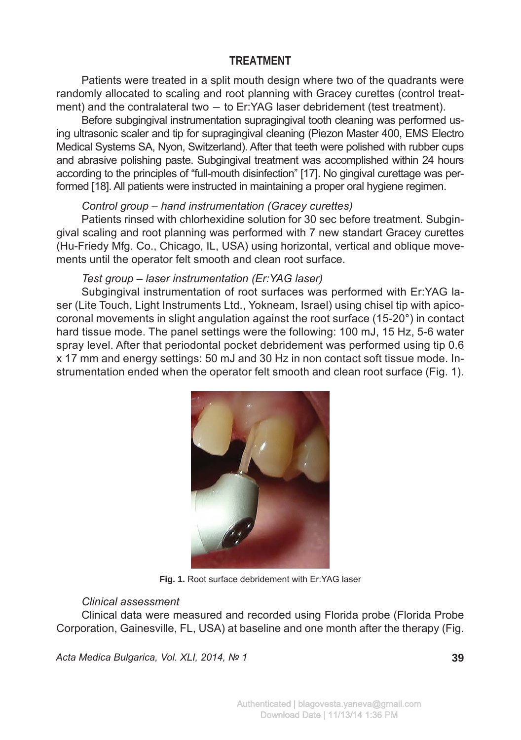## TREATMENT

Patients were treated in a split mouth design where two of the quadrants were randomly allocated to scaling and root planning with Gracey curettes (control treatment) and the contralateral two – to Er:YAG laser debridement (test treatment).

Before subgingival instrumentation supragingival tooth cleaning was performed using ultrasonic scaler and tip for supragingival cleaning (Piezon Master 400, EMS Electro Medical Systems SA, Nyon, Switzerland). After that teeth were polished with rubber cups and abrasive polishing paste. Subgingival treatment was accomplished within 24 hours according to the principles of "full-mouth disinfection" [17]. No gingival curettage was performed [18]. All patients were instructed in maintaining a proper oral hygiene regimen.

*Control group – hand instrumentation (Gracey curettes)*

Patients rinsed with chlorhexidine solution for 30 sec before treatment. Subgingival scaling and root planning was performed with 7 new standart Gracey curettes (Hu-Friedy Mfg. Co., Chicago, IL, USA) using horizontal, vertical and oblique movements until the operator felt smooth and clean root surface.

*Test group – laser instrumentation (Er:YAG laser)*

Subgingival instrumentation of root surfaces was performed with Er:YAG laser (Lite Touch, Light Instruments Ltd., Yokneam, Israel) using chisel tip with apico-coronal movements in slight angulation against the root surface (15-20°) in contact hard tissue mode. The panel settings were the following: 100 mJ, 15 Hz, 5-6 water spray level. After that periodontal pocket debridement was performed using tip 0.6 x 17 mm and energy settings: 50 mJ and 30 Hz in non contact soft tissue mode. Instrumentation ended when the operator felt smooth and clean root surface (Fig. 1).

**Fig. 1.** Root surface debridement with Er:YAG laser

*Clinical assessment*

Clinical data were measured and recorded using Florida probe (Florida Probe Corporation, Gainesville, FL, USA) at baseline and one month after the therapy (Fig.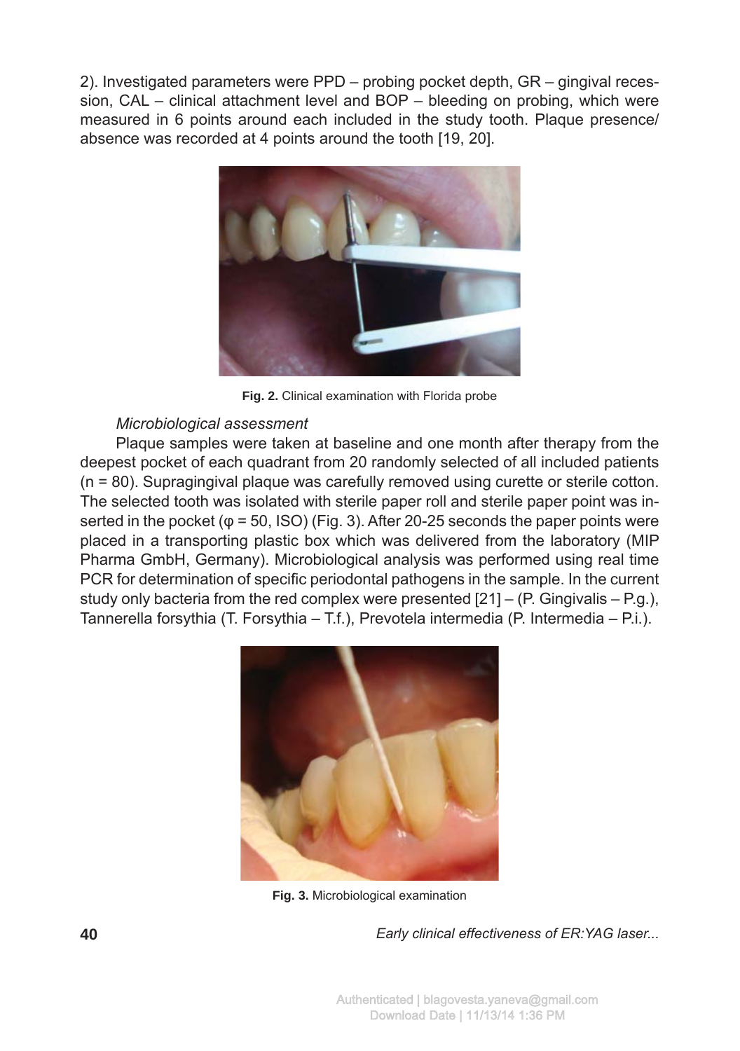2). Investigated parameters were PPD – probing pocket depth, GR – gingival recession, CAL – clinical attachment level and BOP – bleeding on probing, which were measured in 6 points around each included in the study tooth. Plaque presence/absence was recorded at 4 points around the tooth [19, 20].

**Fig. 2.** Clinical examination with Florida probe

*Microbiological assessment*

Plaque samples were taken at baseline and one month after therapy from the deepest pocket of each quadrant from 20 randomly selected of all included patients (n = 80). Supragingival plaque was carefully removed using curette or sterile cotton. The selected tooth was isolated with sterile paper roll and sterile paper point was inserted in the pocket (φ = 50, ISO) (Fig. 3). After 20-25 seconds the paper points were placed in a transporting plastic box which was delivered from the laboratory (MIP Pharma GmbH, Germany). Microbiological analysis was performed using real time PCR for determination of specific periodontal pathogens in the sample. In the current study only bacteria from the red complex were presented [21] – (P. Gingivalis – P.g.), Tannerella forsythia (T. Forsythia – T.f.), Prevotela intermedia (P. Intermedia – P.i.).

**Fig. 3.** Microbiological examination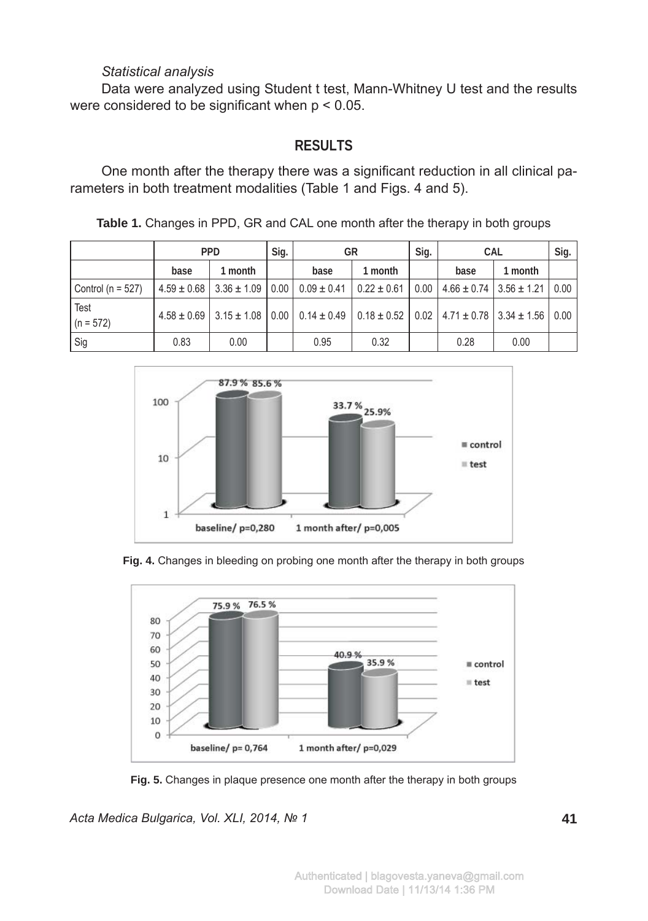*Statistical analysis*

Data were analyzed using Student t test, Mann-Whitney U test and the results were considered to be significant when $p < 0.05$.

## RESULTS

One month after the therapy there was a significant reduction in all clinical parameters in both treatment modalities (Table 1 and Figs. 4 and 5).

**Table 1.** Changes in PPD, GR and CAL one month after the therapy in both groups

| | PPD | | Sig. | GR | | Sig. | CAL | | Sig. |
|---|---|---|---|---|---|---|---|---|---|
| | base | 1 month | | base | 1 month | | base | 1 month | |
| Control (n = 527) | 4.59 ± 0.68 | 3.36 ± 1.09 | 0.00 | 0.09 ± 0.41 | 0.22 ± 0.61 | 0.00 | 4.66 ± 0.74 | 3.56 ± 1.21 | 0.00 |
| Test (n = 572) | 4.58 ± 0.69 | 3.15 ± 1.08 | 0.00 | 0.14 ± 0.49 | 0.18 ± 0.52 | 0.02 | 4.71 ± 0.78 | 3.34 ± 1.56 | 0.00 |
| Sig | 0.83 | 0.00 | | 0.95 | 0.32 | | 0.28 | 0.00 | |

**Fig. 4.** Changes in bleeding on probing one month after the therapy in both groups

**Fig. 5.** Changes in plaque presence one month after the therapy in both groups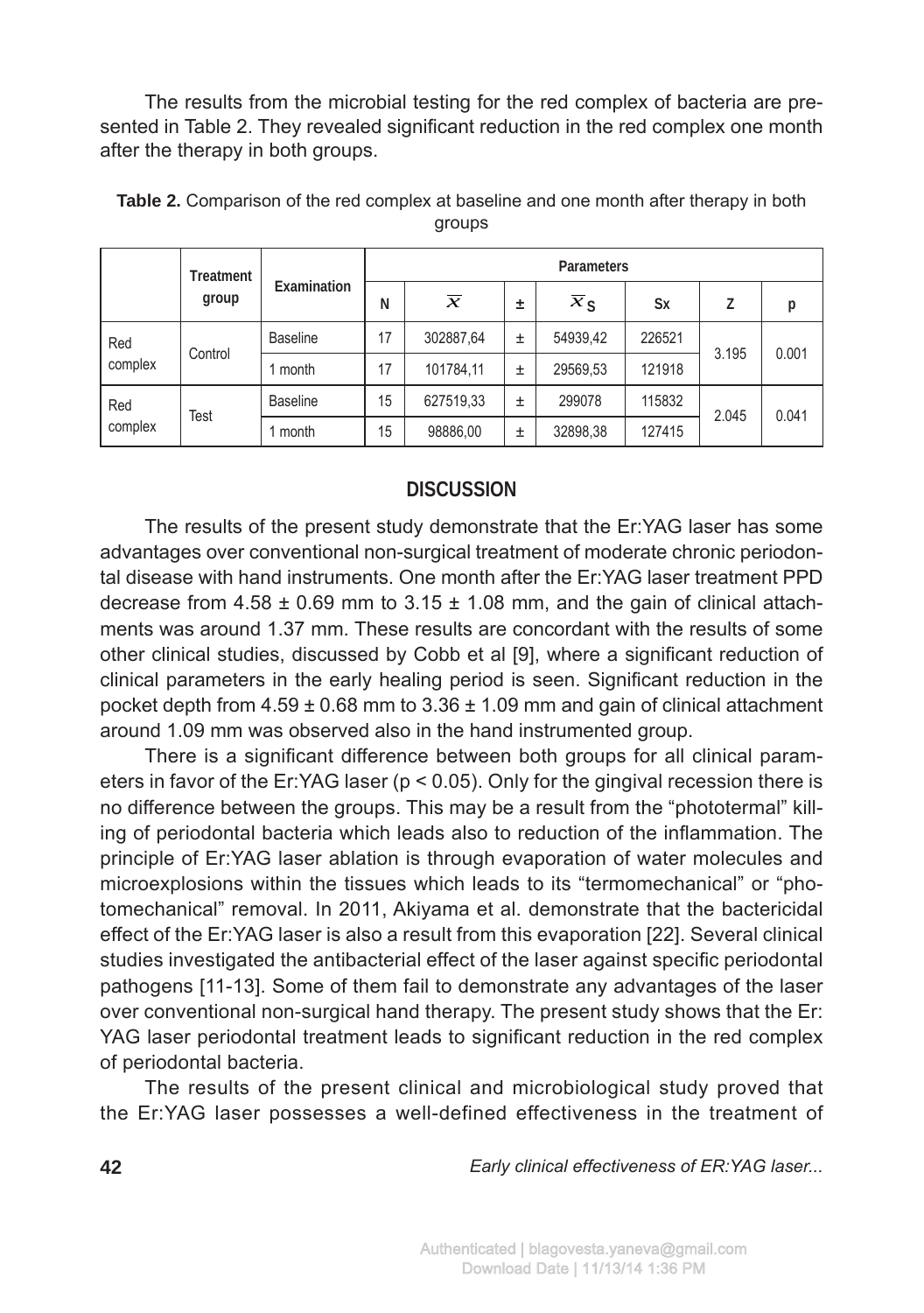The results from the microbial testing for the red complex of bacteria are presented in Table 2. They revealed significant reduction in the red complex one month after the therapy in both groups.

**Table 2.** Comparison of the red complex at baseline and one month after therapy in both groups

| | Treatment group | Examination | Parameters | | | | | | |
|---|---|---|---|---|---|---|---|---|---|
| | | | N | $\overline{x}$ | ± | $\overline{x}_S$ | Sx | Z | p |
| Red complex | Control | Baseline | 17 | 302887,64 | ± | 54939,42 | 226521 | 3.195 | 0.001 |
| | | 1 month | 17 | 101784,11 | ± | 29569,53 | 121918 | | |
| Red complex | Test | Baseline | 15 | 627519,33 | ± | 299078 | 115832 | 2.045 | 0.041 |
| | | 1 month | 15 | 98886,00 | ± | 32898,38 | 127415 | | |

## DISCUSSION

The results of the present study demonstrate that the Er:YAG laser has some advantages over conventional non-surgical treatment of moderate chronic periodontal disease with hand instruments. One month after the Er:YAG laser treatment PPD decrease from 4.58 ± 0.69 mm to 3.15 ± 1.08 mm, and the gain of clinical attachments was around 1.37 mm. These results are concordant with the results of some other clinical studies, discussed by Cobb et al [9], where a significant reduction of clinical parameters in the early healing period is seen. Significant reduction in the pocket depth from 4.59 ± 0.68 mm to 3.36 ± 1.09 mm and gain of clinical attachment around 1.09 mm was observed also in the hand instrumented group.

There is a significant difference between both groups for all clinical parameters in favor of the Er:YAG laser ($p < 0.05$). Only for the gingival recession there is no difference between the groups. This may be a result from the "phototermal" killing of periodontal bacteria which leads also to reduction of the inflammation. The principle of Er:YAG laser ablation is through evaporation of water molecules and microexplosions within the tissues which leads to its "termomechanical" or "photomechanical" removal. In 2011, Akiyama et al. demonstrate that the bactericidal effect of the Er:YAG laser is also a result from this evaporation [22]. Several clinical studies investigated the antibacterial effect of the laser against specific periodontal pathogens [11-13]. Some of them fail to demonstrate any advantages of the laser over conventional non-surgical hand therapy. The present study shows that the Er: YAG laser periodontal treatment leads to significant reduction in the red complex of periodontal bacteria.

The results of the present clinical and microbiological study proved that the Er:YAG laser possesses a well-defined effectiveness in the treatment of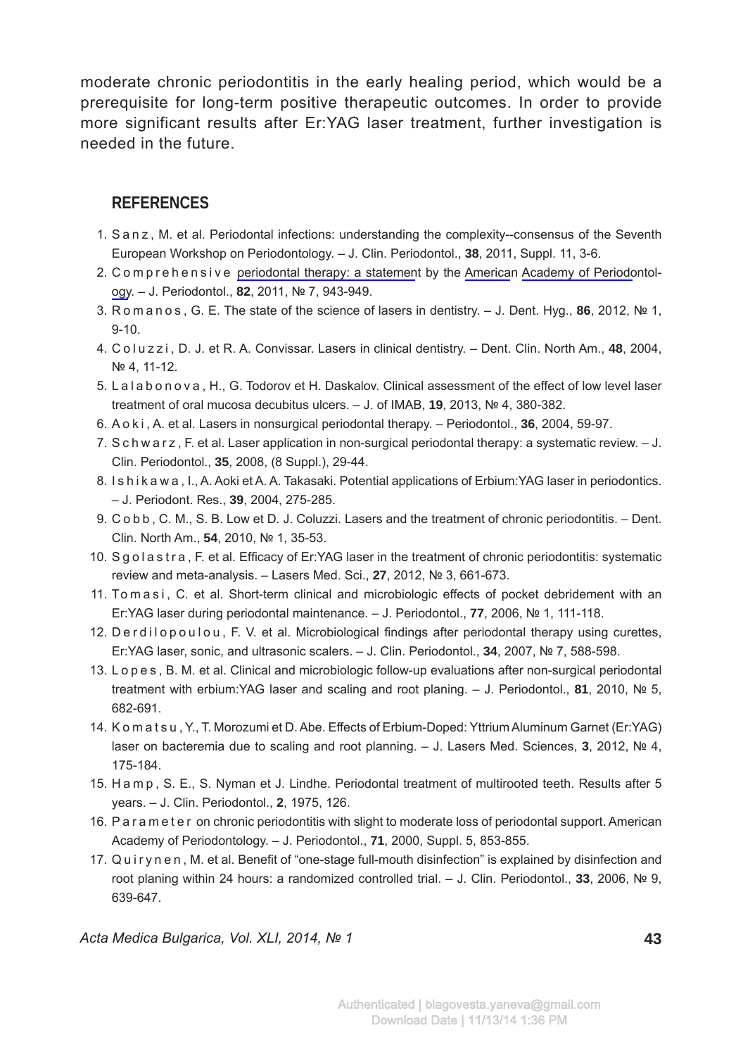moderate chronic periodontitis in the early healing period, which would be a prerequisite for long-term positive therapeutic outcomes. In order to provide more significant results after Er:YAG laser treatment, further investigation is needed in the future.

## REFERENCES

1. Sanz, M. et al. Periodontal infections: understanding the complexity--consensus of the Seventh European Workshop on Periodontology. – J. Clin. Periodontol., **38**, 2011, Suppl. 11, 3-6.
2. Comprehensive periodontal therapy: a statement by the American Academy of Periodontology. – J. Periodontol., **82**, 2011, № 7, 943-949.
3. Romanos, G. E. The state of the science of lasers in dentistry. – J. Dent. Hyg., **86**, 2012, № 1, 9-10.
4. Coluzzi, D. J. et R. A. Convissar. Lasers in clinical dentistry. – Dent. Clin. North Am., **48**, 2004, № 4, 11-12.
5. Lalabonova, H., G. Todorov et H. Daskalov. Clinical assessment of the effect of low level laser treatment of oral mucosa decubitus ulcers. – J. of IMAB, **19**, 2013, № 4, 380-382.
6. Aoki, A. et al. Lasers in nonsurgical periodontal therapy. – Periodontol., **36**, 2004, 59-97.
7. Schwarz, F. et al. Laser application in non-surgical periodontal therapy: a systematic review. – J. Clin. Periodontol., **35**, 2008, (8 Suppl.), 29-44.
8. Ishikawa, I., A. Aoki et A. A. Takasaki. Potential applications of Erbium:YAG laser in periodontics. – J. Periodont. Res., **39**, 2004, 275-285.
9. Cobb, C. M., S. B. Low et D. J. Coluzzi. Lasers and the treatment of chronic periodontitis. – Dent. Clin. North Am., **54**, 2010, № 1, 35-53.
10. Sgolastra, F. et al. Efficacy of Er:YAG laser in the treatment of chronic periodontitis: systematic review and meta-analysis. – Lasers Med. Sci., **27**, 2012, № 3, 661-673.
11. Tomasi, C. et al. Short-term clinical and microbiologic effects of pocket debridement with an Er:YAG laser during periodontal maintenance. – J. Periodontol., **77**, 2006, № 1, 111-118.
12. Derdilopoulou, F. V. et al. Microbiological findings after periodontal therapy using curettes, Er:YAG laser, sonic, and ultrasonic scalers. – J. Clin. Periodontol., **34**, 2007, № 7, 588-598.
13. Lopes, B. M. et al. Clinical and microbiologic follow-up evaluations after non-surgical periodontal treatment with erbium:YAG laser and scaling and root planing. – J. Periodontol., **81**, 2010, № 5, 682-691.
14. Komatsu, Y., T. Morozumi et D. Abe. Effects of Erbium-Doped: Yttrium Aluminum Garnet (Er:YAG) laser on bacteremia due to scaling and root planning. – J. Lasers Med. Sciences, **3**, 2012, № 4, 175-184.
15. Hamp, S. E., S. Nyman et J. Lindhe. Periodontal treatment of multirooted teeth. Results after 5 years. – J. Clin. Periodontol., **2**, 1975, 126.
16. Parameter on chronic periodontitis with slight to moderate loss of periodontal support. American Academy of Periodontology. – J. Periodontol., **71**, 2000, Suppl. 5, 853-855.
17. Quirynen, M. et al. Benefit of "one-stage full-mouth disinfection" is explained by disinfection and root planing within 24 hours: a randomized controlled trial. – J. Clin. Periodontol., **33**, 2006, № 9, 639-647.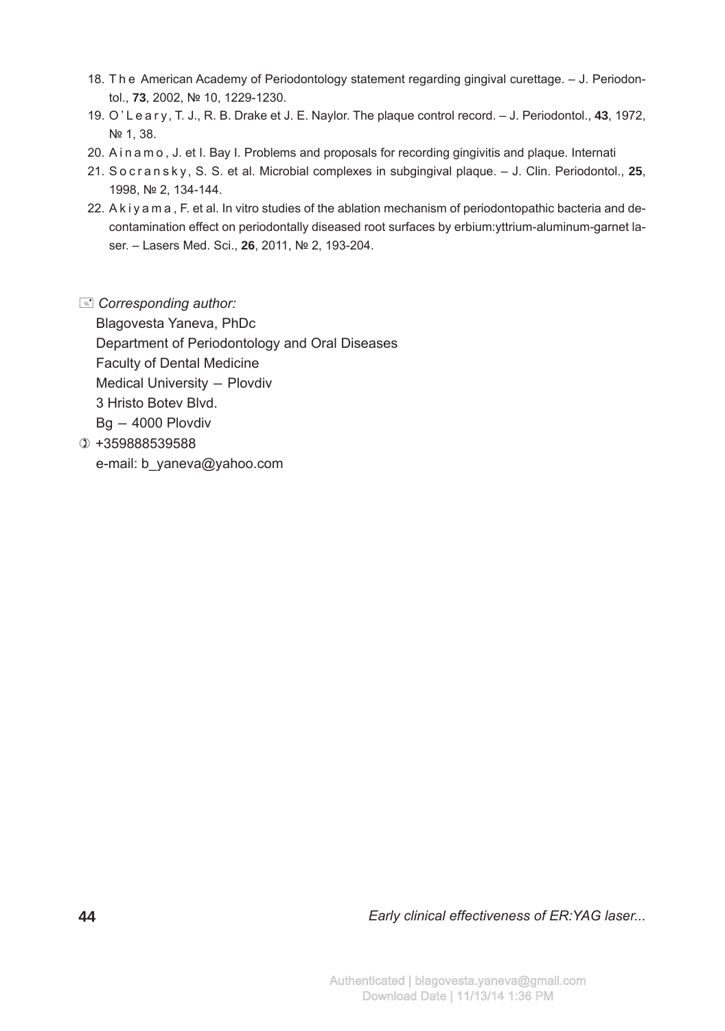18. T h e American Academy of Periodontology statement regarding gingival curettage. – J. Periodontol., **73**, 2002, № 10, 1229-1230.
19. O ' L e a r y , T. J., R. B. Drake et J. E. Naylor. The plaque control record. – J. Periodontol., **43**, 1972, № 1, 38.
20. A i n a m o , J. et I. Bay I. Problems and proposals for recording gingivitis and plaque. Internati
21. S o c r a n s k y , S. S. et al. Microbial complexes in subgingival plaque. – J. Clin. Periodontol., **25**, 1998, № 2, 134-144.
22. A k i y a m a , F. et al. In vitro studies of the ablation mechanism of periodontopathic bacteria and decontamination effect on periodontally diseased root surfaces by erbium:yttrium-aluminum-garnet laser. – Lasers Med. Sci., **26**, 2011, № 2, 193-204.

*Corresponding author:*
Blagovesta Yaneva, PhDc
Department of Periodontology and Oral Diseases
Faculty of Dental Medicine
Medical University – Plovdiv
3 Hristo Botev Blvd.
Bg – 4000 Plovdiv
+359888539588
e-mail: b_yaneva@yahoo.com